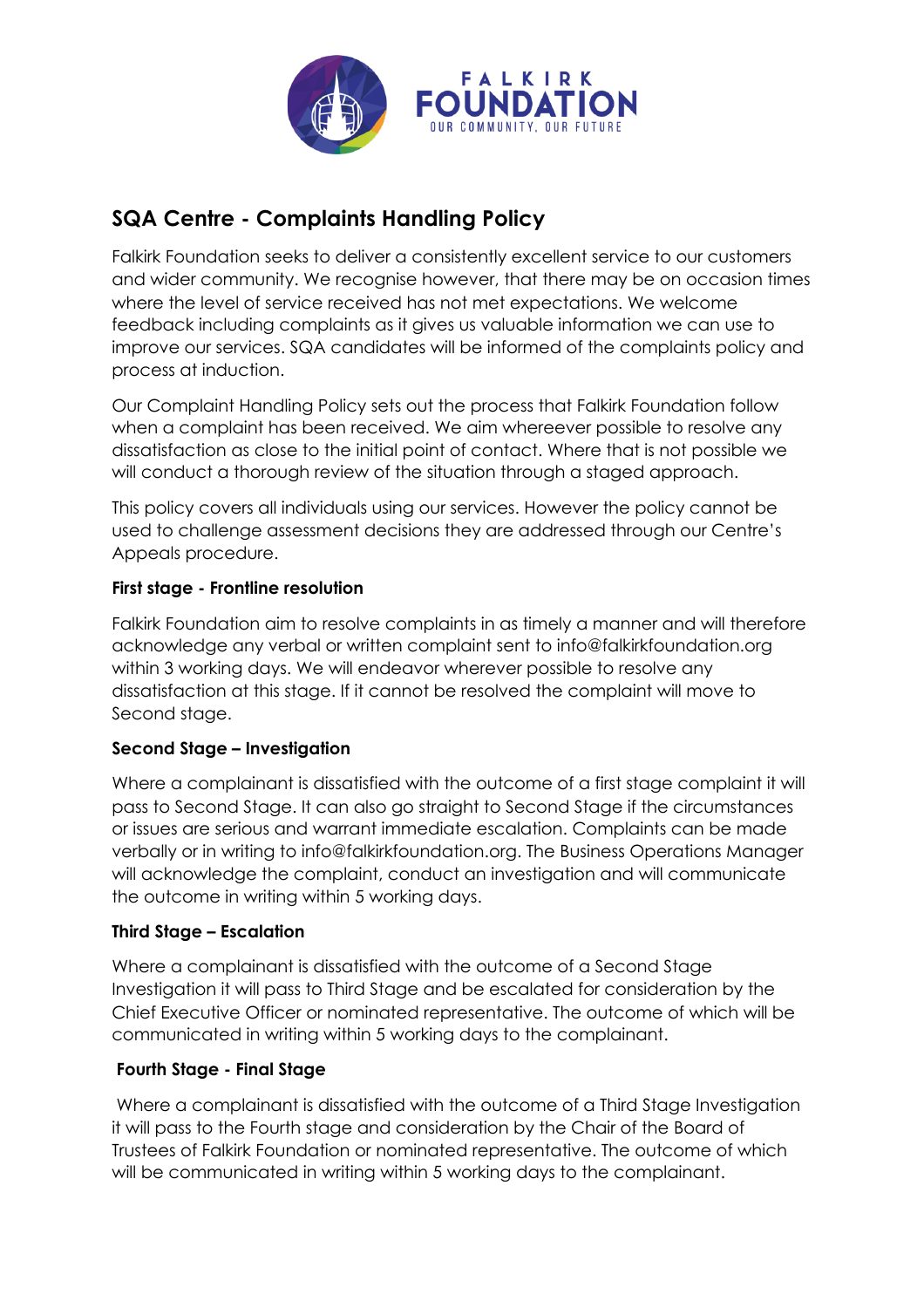# SQA Centre - Complaints Handling Policy

Falkirk Foundation seeks to deliver a consistently excellent service to our customers and wider community. We recognise however, that there may be on occasion times where the level of service received has not met expectations. We welcome feedback including complaints as it gives us valuable information we can use to improve our services. SQA candidates will be informed of the complaints policy and process at induction.

Our Complaint Handling Policy sets out the process that Falkirk Foundation follow when a complaint has been received. We aim whereever possible to resolve any dissatisfaction as close to the initial point of contact. Where that is not possible we will conduct a thorough review of the situation through a staged approach.

This policy covers all individuals using our services. However the policy cannot be used to challenge assessment decisions they are addressed through our Centre's Appeals procedure.

**First stage - Frontline resolution**

Falkirk Foundation aim to resolve complaints in as timely a manner and will therefore acknowledge any verbal or written complaint sent to info@falkirkfoundation.org within 3 working days. We will endeavor wherever possible to resolve any dissatisfaction at this stage. If it cannot be resolved the complaint will move to Second stage.

**Second Stage – Investigation**

Where a complainant is dissatisfied with the outcome of a first stage complaint it will pass to Second Stage. It can also go straight to Second Stage if the circumstances or issues are serious and warrant immediate escalation. Complaints can be made verbally or in writing to info@falkirkfoundation.org. The Business Operations Manager will acknowledge the complaint, conduct an investigation and will communicate the outcome in writing within 5 working days.

**Third Stage – Escalation**

Where a complainant is dissatisfied with the outcome of a Second Stage Investigation it will pass to Third Stage and be escalated for consideration by the Chief Executive Officer or nominated representative. The outcome of which will be communicated in writing within 5 working days to the complainant.

**Fourth Stage - Final Stage**

Where a complainant is dissatisfied with the outcome of a Third Stage Investigation it will pass to the Fourth stage and consideration by the Chair of the Board of Trustees of Falkirk Foundation or nominated representative. The outcome of which will be communicated in writing within 5 working days to the complainant.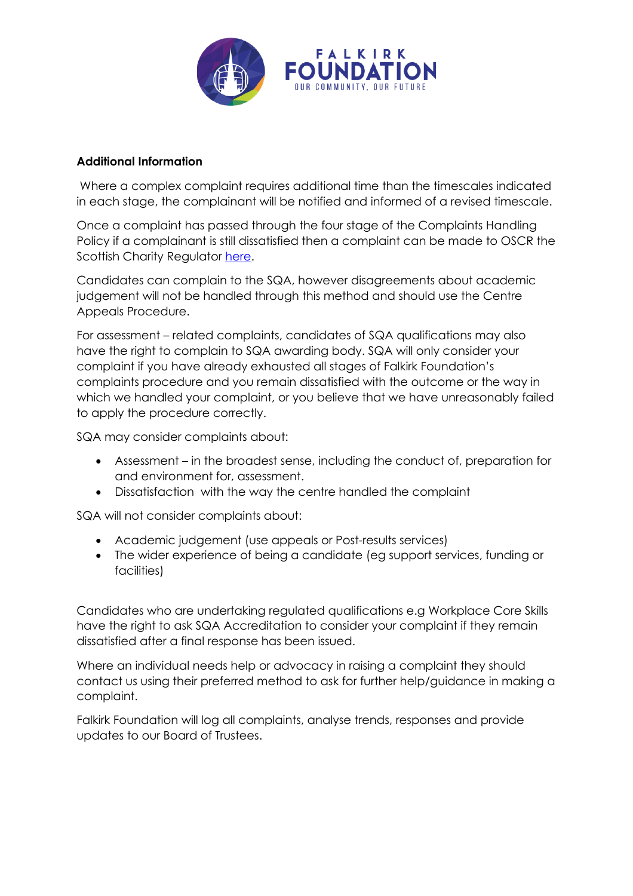**Additional Information**

Where a complex complaint requires additional time than the timescales indicated in each stage, the complainant will be notified and informed of a revised timescale.

Once a complaint has passed through the four stage of the Complaints Handling Policy if a complainant is still dissatisfied then a complaint can be made to OSCR the Scottish Charity Regulator here.

Candidates can complain to the SQA, however disagreements about academic judgement will not be handled through this method and should use the Centre Appeals Procedure.

For assessment – related complaints, candidates of SQA qualifications may also have the right to complain to SQA awarding body. SQA will only consider your complaint if you have already exhausted all stages of Falkirk Foundation's complaints procedure and you remain dissatisfied with the outcome or the way in which we handled your complaint, or you believe that we have unreasonably failed to apply the procedure correctly.

SQA may consider complaints about:

- Assessment – in the broadest sense, including the conduct of, preparation for and environment for, assessment.
- Dissatisfaction with the way the centre handled the complaint

SQA will not consider complaints about:

- Academic judgement (use appeals or Post-results services)
- The wider experience of being a candidate (eg support services, funding or facilities)

Candidates who are undertaking regulated qualifications e.g Workplace Core Skills have the right to ask SQA Accreditation to consider your complaint if they remain dissatisfied after a final response has been issued.

Where an individual needs help or advocacy in raising a complaint they should contact us using their preferred method to ask for further help/guidance in making a complaint.

Falkirk Foundation will log all complaints, analyse trends, responses and provide updates to our Board of Trustees.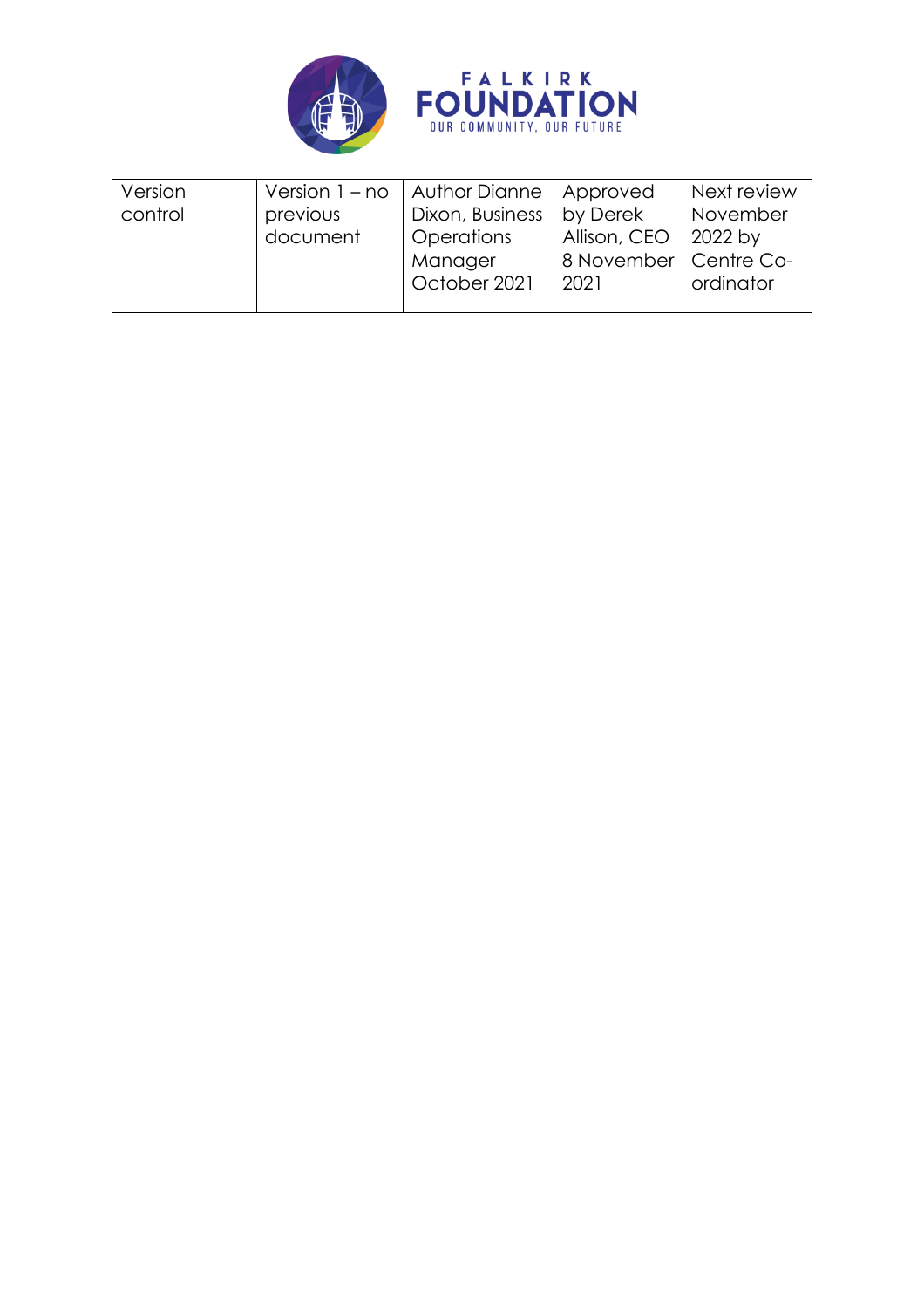| | | | | |
|---|---|---|---|---|
| Version control | Version 1 – no previous document | Author Dianne Dixon, Business Operations Manager October 2021 | Approved by Derek Allison, CEO 8 November 2021 | Next review November 2022 by Centre Co-ordinator |